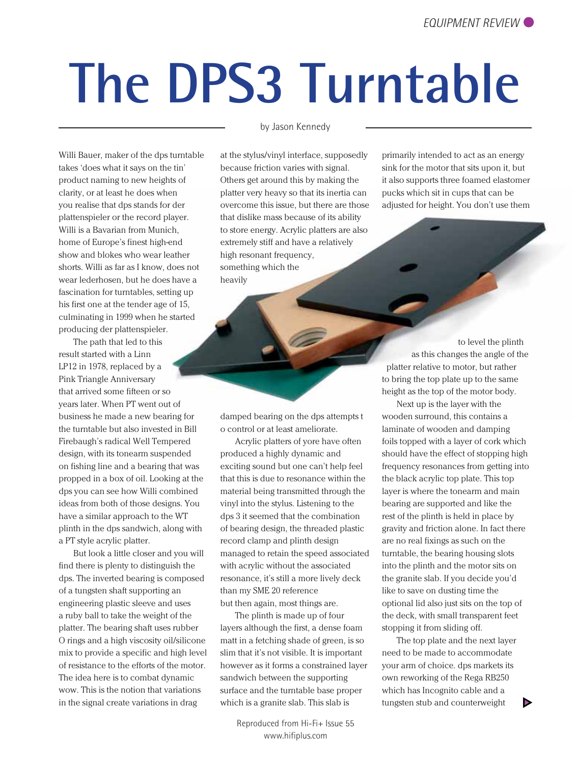# The DPS3 Turntable

by Jason Kennedy

Willi Bauer, maker of the dps turntable takes 'does what it says on the tin' product naming to new heights of clarity, or at least he does when you realise that dps stands for der plattenspieler or the record player. Willi is a Bavarian from Munich, home of Europe's finest high-end show and blokes who wear leather shorts. Willi as far as I know, does not wear lederhosen, but he does have a fascination for turntables, setting up his first one at the tender age of 15, culminating in 1999 when he started producing der plattenspieler.

The path that led to this result started with a Linn LP12 in 1978, replaced by a Pink Triangle Anniversary that arrived some fifteen or so years later. When PT went out of business he made a new bearing for the turntable but also invested in Bill Firebaugh's radical Well Tempered design, with its tonearm suspended on fishing line and a bearing that was propped in a box of oil. Looking at the dps you can see how Willi combined ideas from both of those designs. You have a similar approach to the WT plinth in the dps sandwich, along with a PT style acrylic platter.

But look a little closer and you will find there is plenty to distinguish the dps. The inverted bearing is composed of a tungsten shaft supporting an engineering plastic sleeve and uses a ruby ball to take the weight of the platter. The bearing shaft uses rubber O rings and a high viscosity oil/silicone mix to provide a specific and high level of resistance to the efforts of the motor. The idea here is to combat dynamic wow. This is the notion that variations in the signal create variations in drag at the stylus/vinyl interface, supposedly because friction varies with signal. Others get around this by making the platter very heavy so that its inertia can overcome this issue, but there are those that dislike mass because of its ability to store energy. Acrylic platters are also extremely stiff and have a relatively high resonant frequency, something which the heavily damped bearing on the dps attempts to control or at least ameliorate.

Acrylic platters of yore have often produced a highly dynamic and exciting sound but one can't help feel that this is due to resonance within the material being transmitted through the vinyl into the stylus. Listening to the dps 3 it seemed that the combination of bearing design, the threaded plastic record clamp and plinth design managed to retain the speed associated with acrylic without the associated resonance, it's still a more lively deck than my SME 20 reference but then again, most things are.

The plinth is made up of four layers although the first, a dense foam matt in a fetching shade of green, is so slim that it's not visible. It is important however as it forms a constrained layer sandwich between the supporting surface and the turntable base proper which is a granite slab. This slab is primarily intended to act as an energy sink for the motor that sits upon it, but it also supports three foamed elastomer pucks which sit in cups that can be adjusted for height. You don't use them to level the plinth as this changes the angle of the platter relative to motor, but rather to bring the top plate up to the same height as the top of the motor body.

Next up is the layer with the wooden surround, this contains a laminate of wooden and damping foils topped with a layer of cork which should have the effect of stopping high frequency resonances from getting into the black acrylic top plate. This top layer is where the tonearm and main bearing are supported and like the rest of the plinth is held in place by gravity and friction alone. In fact there are no real fixings as such on the turntable, the bearing housing slots into the plinth and the motor sits on the granite slab. If you decide you'd like to save on dusting time the optional lid also just sits on the top of the deck, with small transparent feet stopping it from sliding off.

The top plate and the next layer need to be made to accommodate your arm of choice. dps markets its own reworking of the Rega RB250 which has Incognito cable and a tungsten stub and counterweight

Reproduced from Hi-Fi+ Issue 55
www.hifiplus.com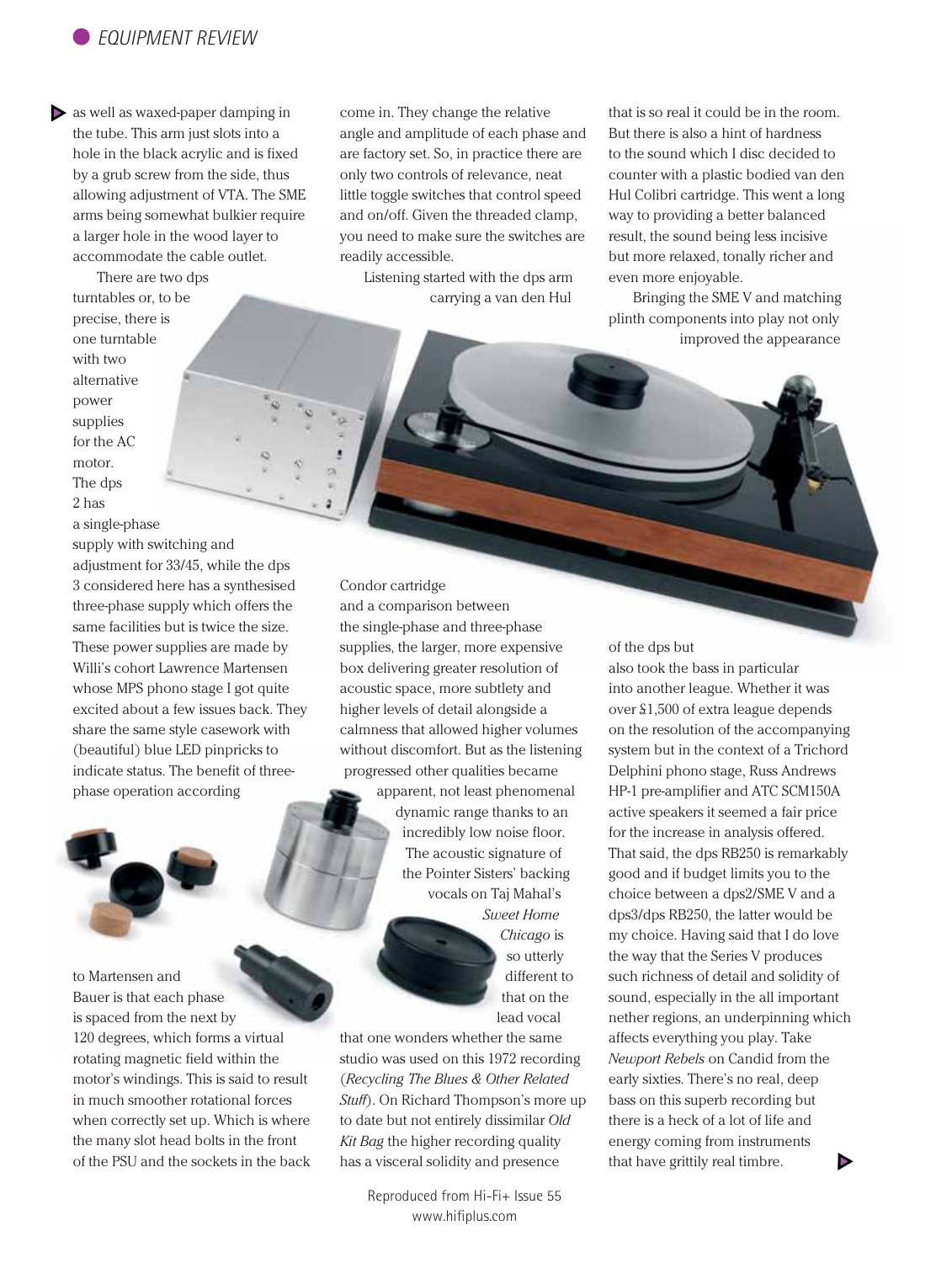as well as waxed-paper damping in the tube. This arm just slots into a hole in the black acrylic and is fixed by a grub screw from the side, thus allowing adjustment of VTA. The SME arms being somewhat bulkier require a larger hole in the wood layer to accommodate the cable outlet.

There are two dps turntables or, to be precise, there is one turntable with two alternative power supplies for the AC motor. The dps 2 has a single-phase supply with switching and adjustment for 33/45, while the dps 3 considered here has a synthesised three-phase supply which offers the same facilities but is twice the size. These power supplies are made by Willi's cohort Lawrence Martensen whose MPS phono stage I got quite excited about a few issues back. They share the same style casework with (beautiful) blue LED pinpricks to indicate status. The benefit of three-phase operation according to Martensen and Bauer is that each phase is spaced from the next by 120 degrees, which forms a virtual rotating magnetic field within the motor's windings. This is said to result in much smoother rotational forces when correctly set up. Which is where the many slot head bolts in the front of the PSU and the sockets in the back come in. They change the relative angle and amplitude of each phase and are factory set. So, in practice there are only two controls of relevance, neat little toggle switches that control speed and on/off. Given the threaded clamp, you need to make sure the switches are readily accessible.

Listening started with the dps arm carrying a van den Hul Condor cartridge and a comparison between the single-phase and three-phase supplies, the larger, more expensive box delivering greater resolution of acoustic space, more subtlety and higher levels of detail alongside a calmness that allowed higher volumes without discomfort. But as the listening progressed other qualities became apparent, not least phenomenal dynamic range thanks to an incredibly low noise floor. The acoustic signature of the Pointer Sisters' backing vocals on Taj Mahal's *Sweet Home Chicago* is so utterly different to that on the lead vocal that one wonders whether the same studio was used on this 1972 recording (*Recycling The Blues & Other Related Stuff*). On Richard Thompson's more up to date but not entirely dissimilar *Old Kit Bag* the higher recording quality has a visceral solidity and presence that is so real it could be in the room. But there is also a hint of hardness to the sound which I disc decided to counter with a plastic bodied van den Hul Colibri cartridge. This went a long way to providing a better balanced result, the sound being less incisive but more relaxed, tonally richer and even more enjoyable.

Bringing the SME V and matching plinth components into play not only improved the appearance of the dps but also took the bass in particular into another league. Whether it was over £1,500 of extra league depends on the resolution of the accompanying system but in the context of a Trichord Delphini phono stage, Russ Andrews HP-1 pre-amplifier and ATC SCM150A active speakers it seemed a fair price for the increase in analysis offered. That said, the dps RB250 is remarkably good and if budget limits you to the choice between a dps2/SME V and a dps3/dps RB250, the latter would be my choice. Having said that I do love the way that the Series V produces such richness of detail and solidity of sound, especially in the all important nether regions, an underpinning which affects everything you play. Take *Newport Rebels* on Candid from the early sixties. There's no real, deep bass on this superb recording but there is a heck of a lot of life and energy coming from instruments that have grittily real timbre.

Reproduced from Hi-Fi+ Issue 55
www.hifiplus.com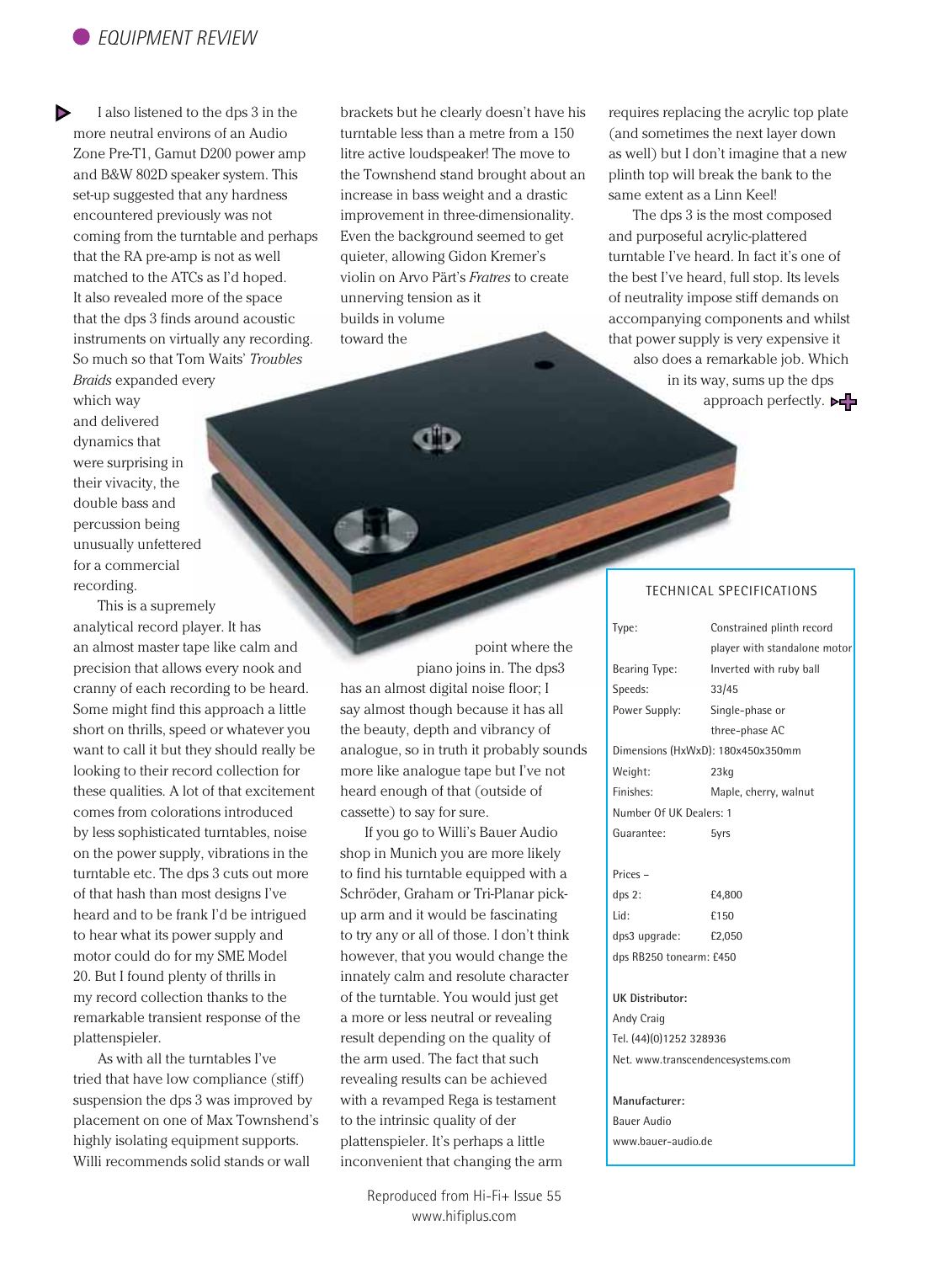I also listened to the dps 3 in the more neutral environs of an Audio Zone Pre-T1, Gamut D200 power amp and B&W 802D speaker system. This set-up suggested that any hardness encountered previously was not coming from the turntable and perhaps that the RA pre-amp is not as well matched to the ATCs as I'd hoped. It also revealed more of the space that the dps 3 finds around acoustic instruments on virtually any recording. So much so that Tom Waits' *Troubles Braids* expanded every which way and delivered dynamics that were surprising in their vivacity, the double bass and percussion being unusually unfettered for a commercial recording.

This is a supremely analytical record player. It has an almost master tape like calm and precision that allows every nook and cranny of each recording to be heard. Some might find this approach a little short on thrills, speed or whatever you want to call it but they should really be looking to their record collection for these qualities. A lot of that excitement comes from colorations introduced by less sophisticated turntables, noise on the power supply, vibrations in the turntable etc. The dps 3 cuts out more of that hash than most designs I've heard and to be frank I'd be intrigued to hear what its power supply and motor could do for my SME Model 20. But I found plenty of thrills in my record collection thanks to the remarkable transient response of the plattenspieler.

As with all the turntables I've tried that have low compliance (stiff) suspension the dps 3 was improved by placement on one of Max Townshend's highly isolating equipment supports. Willi recommends solid stands or wall brackets but he clearly doesn't have his turntable less than a metre from a 150 litre active loudspeaker! The move to the Townshend stand brought about an increase in bass weight and a drastic improvement in three-dimensionality. Even the background seemed to get quieter, allowing Gidon Kremer's violin on Arvo Pärt's *Fratres* to create unnerving tension as it builds in volume toward the point where the piano joins in. The dps3 has an almost digital noise floor; I say almost though because it has all the beauty, depth and vibrancy of analogue, so in truth it probably sounds more like analogue tape but I've not heard enough of that (outside of cassette) to say for sure.

If you go to Willi's Bauer Audio shop in Munich you are more likely to find his turntable equipped with a Schröder, Graham or Tri-Planar pick-up arm and it would be fascinating to try any or all of those. I don't think however, that you would change the innately calm and resolute character of the turntable. You would just get a more or less neutral or revealing result depending on the quality of the arm used. The fact that such revealing results can be achieved with a revamped Rega is testament to the intrinsic quality of der plattenspieler. It's perhaps a little inconvenient that changing the arm requires replacing the acrylic top plate (and sometimes the next layer down as well) but I don't imagine that a new plinth top will break the bank to the same extent as a Linn Keel!

The dps 3 is the most composed and purposeful acrylic-plattered turntable I've heard. In fact it's one of the best I've heard, full stop. Its levels of neutrality impose stiff demands on accompanying components and whilst that power supply is very expensive it also does a remarkable job. Which in its way, sums up the dps approach perfectly.

## TECHNICAL SPECIFICATIONS

| | |
|---|---|
| Type: | Constrained plinth record player with standalone motor |
| Bearing Type: | Inverted with ruby ball |
| Speeds: | 33/45 |
| Power Supply: | Single-phase or three-phase AC |
| Dimensions (HxWxD): | 180x450x350mm |
| Weight: | 23kg |
| Finishes: | Maple, cherry, walnut |
| Number Of UK Dealers: | 1 |
| Guarantee: | 5yrs |

Prices –

| | |
|---|---|
| dps 2: | £4,800 |
| Lid: | £150 |
| dps3 upgrade: | £2,050 |
| dps RB250 tonearm: | £450 |

**UK Distributor:**
Andy Craig
Tel. (44)(0)1252 328936
Net. www.transcendencesystems.com

**Manufacturer:**
Bauer Audio
www.bauer-audio.de

Reproduced from Hi-Fi+ Issue 55
www.hifiplus.com